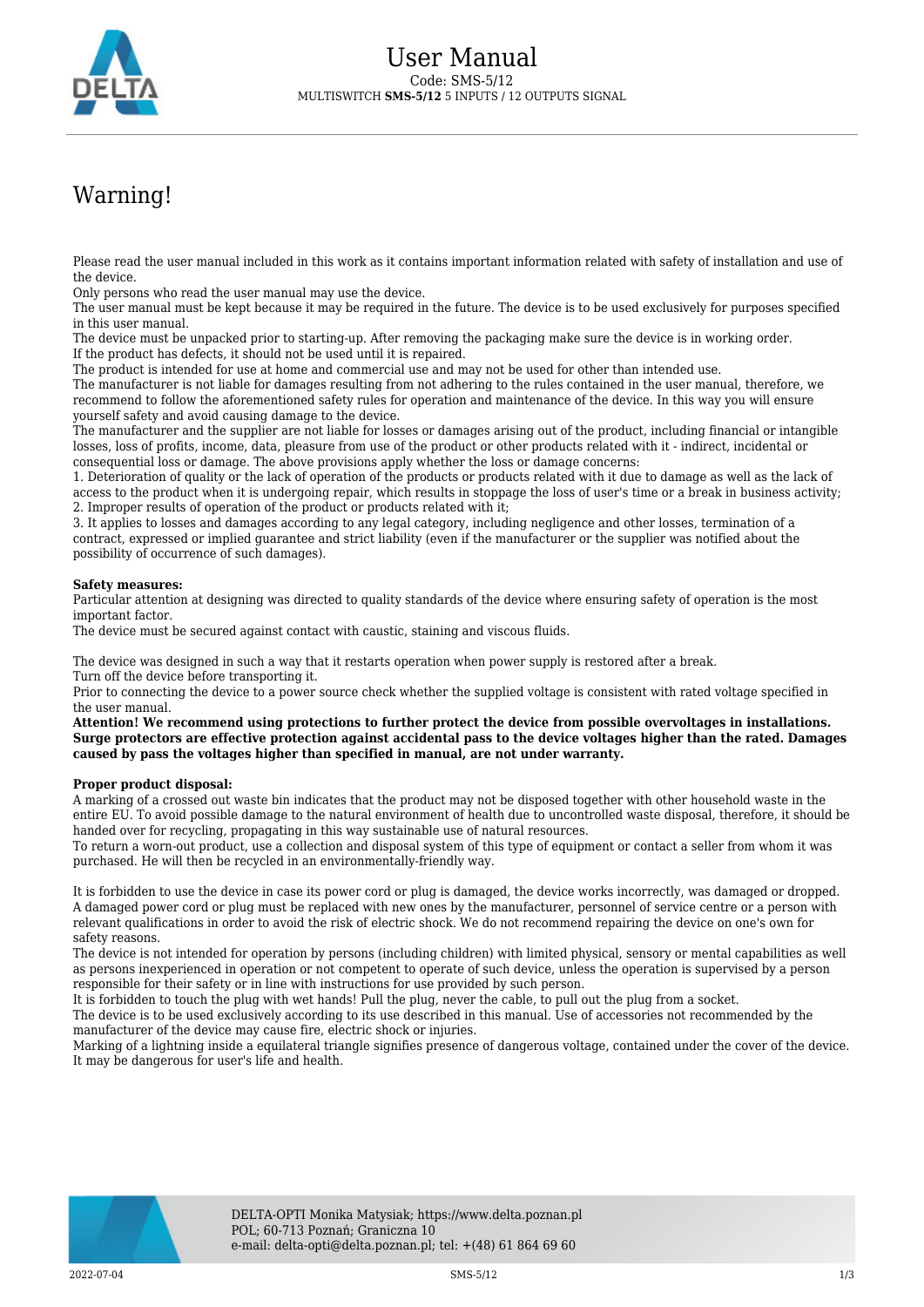# User Manual

Code: SMS-5/12

MULTISWITCH **SMS-5/12** 5 INPUTS / 12 OUTPUTS SIGNAL

## Warning!

Please read the user manual included in this work as it contains important information related with safety of installation and use of the device.
Only persons who read the user manual may use the device.
The user manual must be kept because it may be required in the future. The device is to be used exclusively for purposes specified in this user manual.
The device must be unpacked prior to starting-up. After removing the packaging make sure the device is in working order.
If the product has defects, it should not be used until it is repaired.
The product is intended for use at home and commercial use and may not be used for other than intended use.
The manufacturer is not liable for damages resulting from not adhering to the rules contained in the user manual, therefore, we recommend to follow the aforementioned safety rules for operation and maintenance of the device. In this way you will ensure yourself safety and avoid causing damage to the device.
The manufacturer and the supplier are not liable for losses or damages arising out of the product, including financial or intangible losses, loss of profits, income, data, pleasure from use of the product or other products related with it - indirect, incidental or consequential loss or damage. The above provisions apply whether the loss or damage concerns:
1. Deterioration of quality or the lack of operation of the products or products related with it due to damage as well as the lack of access to the product when it is undergoing repair, which results in stoppage the loss of user's time or a break in business activity;
2. Improper results of operation of the product or products related with it;
3. It applies to losses and damages according to any legal category, including negligence and other losses, termination of a contract, expressed or implied guarantee and strict liability (even if the manufacturer or the supplier was notified about the possibility of occurrence of such damages).

**Safety measures:**
Particular attention at designing was directed to quality standards of the device where ensuring safety of operation is the most important factor.
The device must be secured against contact with caustic, staining and viscous fluids.

The device was designed in such a way that it restarts operation when power supply is restored after a break.
Turn off the device before transporting it.
Prior to connecting the device to a power source check whether the supplied voltage is consistent with rated voltage specified in the user manual.
**Attention! We recommend using protections to further protect the device from possible overvoltages in installations. Surge protectors are effective protection against accidental pass to the device voltages higher than the rated. Damages caused by pass the voltages higher than specified in manual, are not under warranty.**

**Proper product disposal:**
A marking of a crossed out waste bin indicates that the product may not be disposed together with other household waste in the entire EU. To avoid possible damage to the natural environment of health due to uncontrolled waste disposal, therefore, it should be handed over for recycling, propagating in this way sustainable use of natural resources.
To return a worn-out product, use a collection and disposal system of this type of equipment or contact a seller from whom it was purchased. He will then be recycled in an environmentally-friendly way.

It is forbidden to use the device in case its power cord or plug is damaged, the device works incorrectly, was damaged or dropped. A damaged power cord or plug must be replaced with new ones by the manufacturer, personnel of service centre or a person with relevant qualifications in order to avoid the risk of electric shock. We do not recommend repairing the device on one's own for safety reasons.
The device is not intended for operation by persons (including children) with limited physical, sensory or mental capabilities as well as persons inexperienced in operation or not competent to operate of such device, unless the operation is supervised by a person responsible for their safety or in line with instructions for use provided by such person.
It is forbidden to touch the plug with wet hands! Pull the plug, never the cable, to pull out the plug from a socket.
The device is to be used exclusively according to its use described in this manual. Use of accessories not recommended by the manufacturer of the device may cause fire, electric shock or injuries.
Marking of a lightning inside a equilateral triangle signifies presence of dangerous voltage, contained under the cover of the device. It may be dangerous for user's life and health.

DELTA-OPTI Monika Matysiak; https://www.delta.poznan.pl
POL; 60-713 Poznań; Graniczna 10
e-mail: delta-opti@delta.poznan.pl; tel: +(48) 61 864 69 60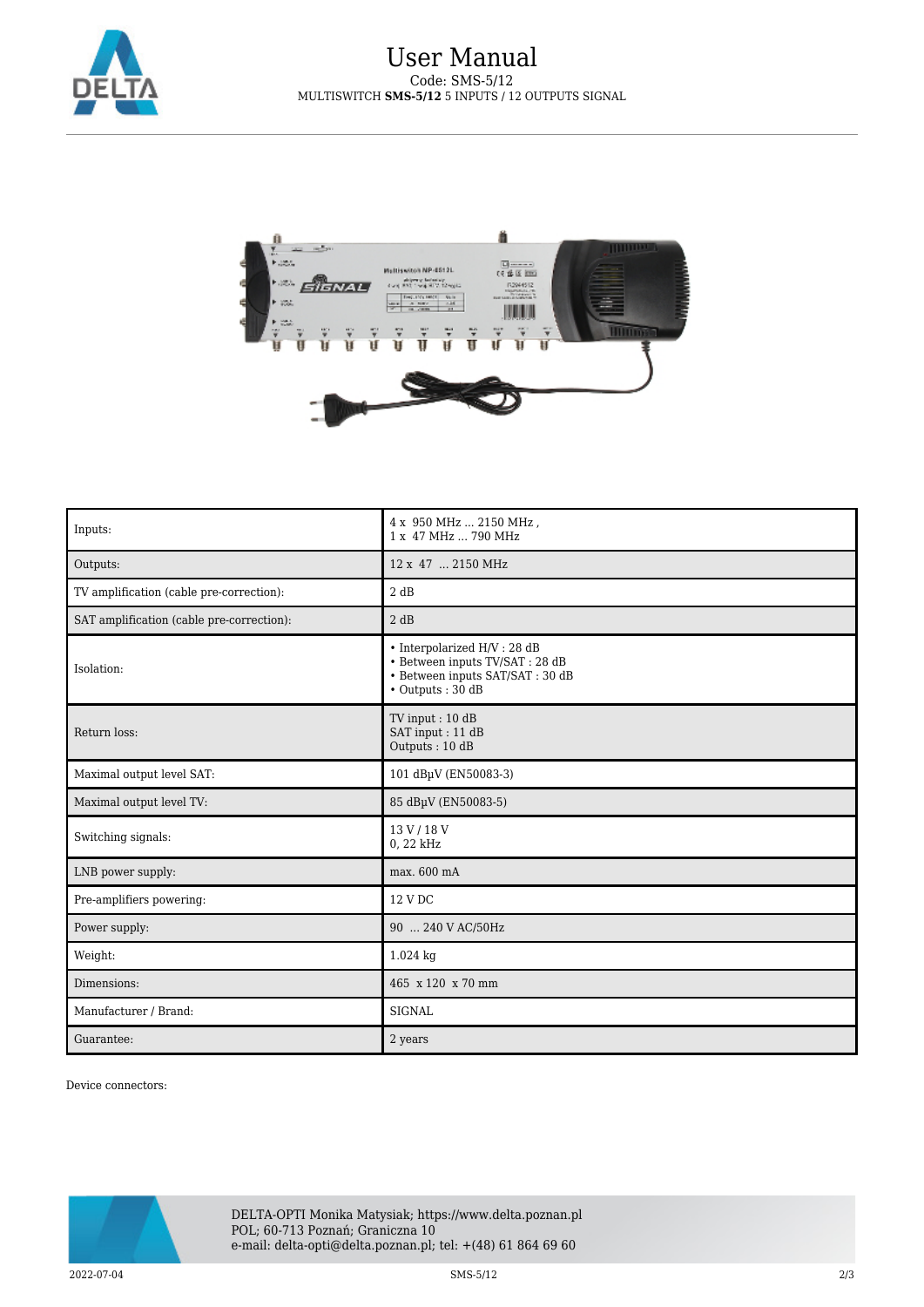| Inputs: | 4 x 950 MHz ... 2150 MHz ,<br>1 x 47 MHz ... 790 MHz |
|---|---|
| Outputs: | 12 x 47 ... 2150 MHz |
| TV amplification (cable pre-correction): | 2 dB |
| SAT amplification (cable pre-correction): | 2 dB |
| Isolation: | • Interpolarized H/V : 28 dB<br>• Between inputs TV/SAT : 28 dB<br>• Between inputs SAT/SAT : 30 dB<br>• Outputs : 30 dB |
| Return loss: | TV input : 10 dB<br>SAT input : 11 dB<br>Outputs : 10 dB |
| Maximal output level SAT: | 101 dBµV (EN50083-3) |
| Maximal output level TV: | 85 dBµV (EN50083-5) |
| Switching signals: | 13 V / 18 V<br>0, 22 kHz |
| LNB power supply: | max. 600 mA |
| Pre-amplifiers powering: | 12 V DC |
| Power supply: | 90 ... 240 V AC/50Hz |
| Weight: | 1.024 kg |
| Dimensions: | 465 x 120 x 70 mm |
| Manufacturer / Brand: | SIGNAL |
| Guarantee: | 2 years |

Device connectors: